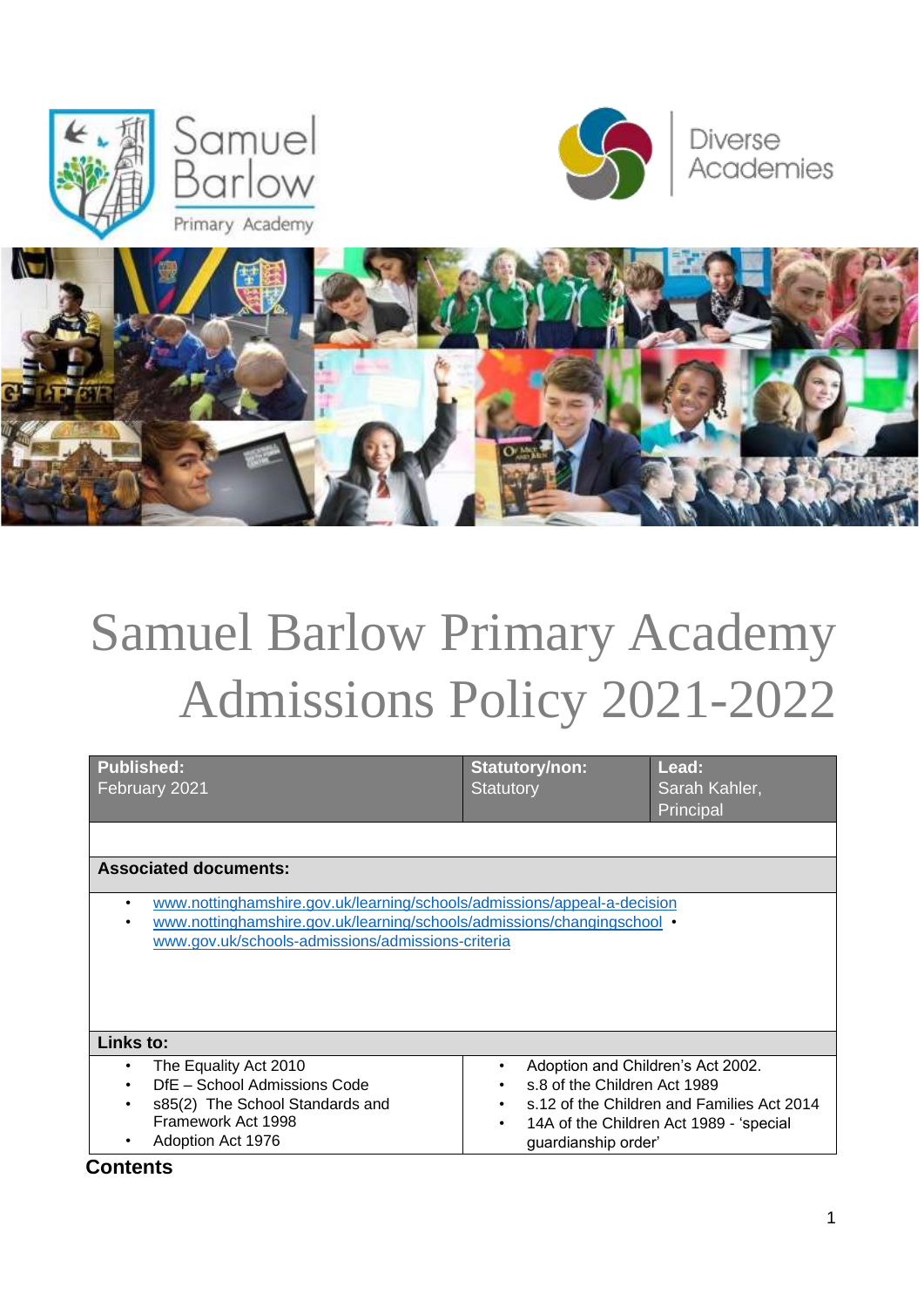# Samuel Barlow Primary Academy Admissions Policy 2021-2022

| **Published:** February 2021 | **Statutory/non:** Statutory | **Lead:** Sarah Kahler, Principal |
|---|---|---|

**Associated documents:**

- www.nottinghamshire.gov.uk/learning/schools/admissions/appeal-a-decision
- www.nottinghamshire.gov.uk/learning/schools/admissions/changingschool
- www.gov.uk/schools-admissions/admissions-criteria

**Links to:**

- The Equality Act 2010
- DfE – School Admissions Code
- s85(2) The School Standards and Framework Act 1998
- Adoption Act 1976
- Adoption and Children's Act 2002.
- s.8 of the Children Act 1989
- s.12 of the Children and Families Act 2014
- 14A of the Children Act 1989 - 'special guardianship order'

**Contents**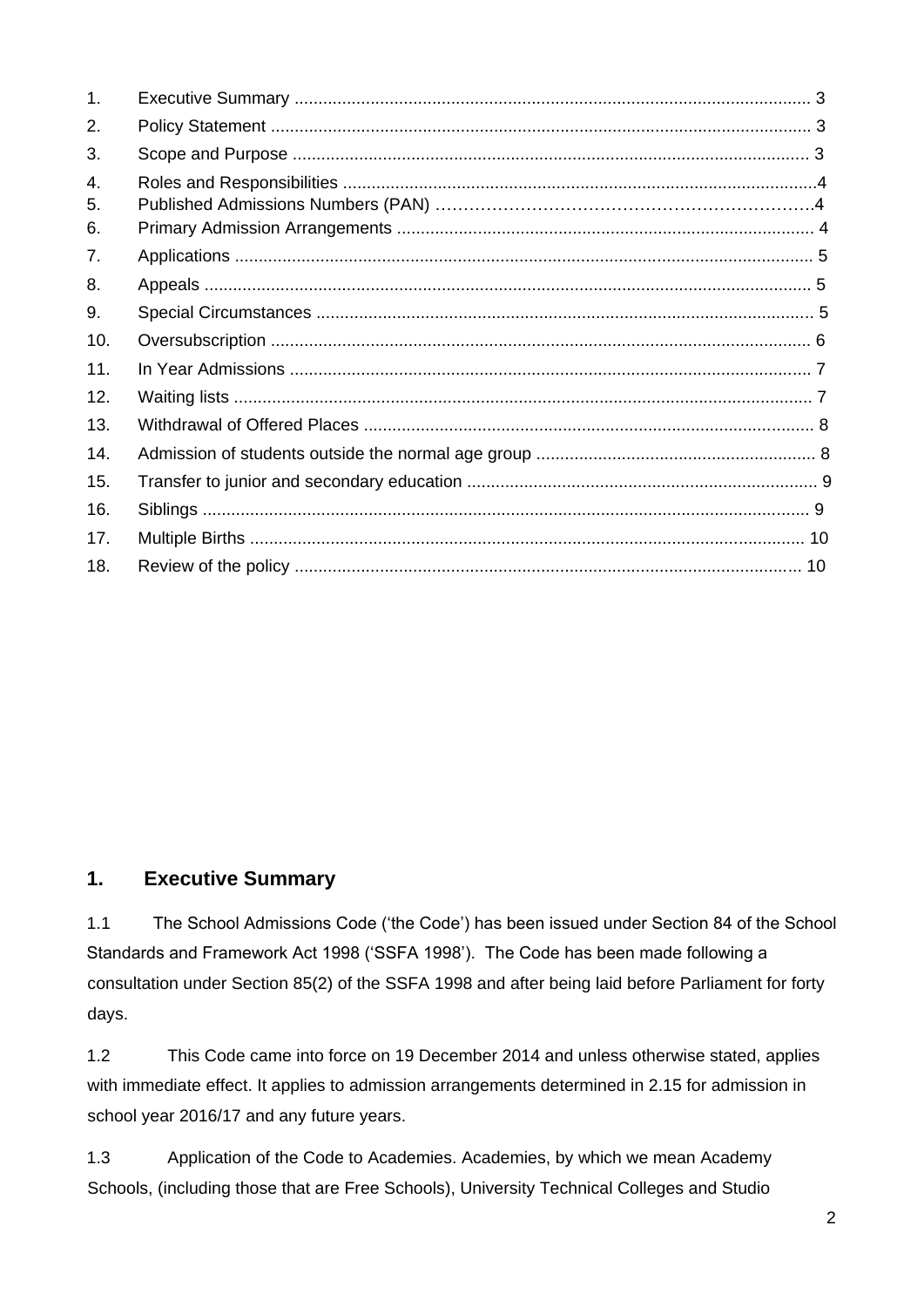| | | |
|---|---|---|
| 1. | Executive Summary | 3 |
| 2. | Policy Statement | 3 |
| 3. | Scope and Purpose | 3 |
| 4. | Roles and Responsibilities | 4 |
| 5. | Published Admissions Numbers (PAN) | 4 |
| 6. | Primary Admission Arrangements | 4 |
| 7. | Applications | 5 |
| 8. | Appeals | 5 |
| 9. | Special Circumstances | 5 |
| 10. | Oversubscription | 6 |
| 11. | In Year Admissions | 7 |
| 12. | Waiting lists | 7 |
| 13. | Withdrawal of Offered Places | 8 |
| 14. | Admission of students outside the normal age group | 8 |
| 15. | Transfer to junior and secondary education | 9 |
| 16. | Siblings | 9 |
| 17. | Multiple Births | 10 |
| 18. | Review of the policy | 10 |

## 1. Executive Summary

1.1 The School Admissions Code ('the Code') has been issued under Section 84 of the School Standards and Framework Act 1998 ('SSFA 1998'). The Code has been made following a consultation under Section 85(2) of the SSFA 1998 and after being laid before Parliament for forty days.

1.2 This Code came into force on 19 December 2014 and unless otherwise stated, applies with immediate effect. It applies to admission arrangements determined in 2.15 for admission in school year 2016/17 and any future years.

1.3 Application of the Code to Academies. Academies, by which we mean Academy Schools, (including those that are Free Schools), University Technical Colleges and Studio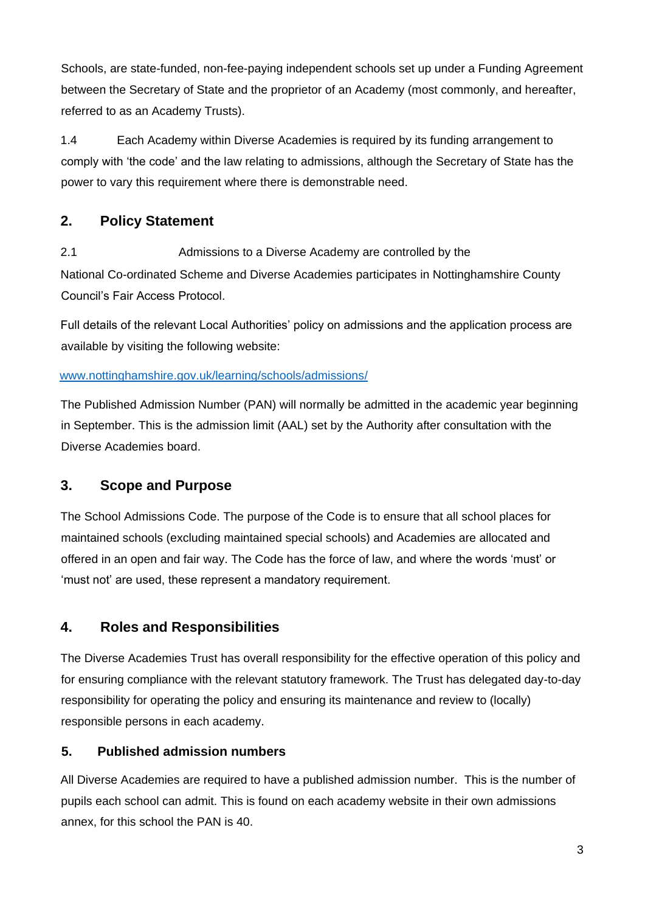Schools, are state-funded, non-fee-paying independent schools set up under a Funding Agreement between the Secretary of State and the proprietor of an Academy (most commonly, and hereafter, referred to as an Academy Trusts).

1.4 Each Academy within Diverse Academies is required by its funding arrangement to comply with 'the code' and the law relating to admissions, although the Secretary of State has the power to vary this requirement where there is demonstrable need.

## 2. Policy Statement

2.1 Admissions to a Diverse Academy are controlled by the National Co-ordinated Scheme and Diverse Academies participates in Nottinghamshire County Council's Fair Access Protocol.

Full details of the relevant Local Authorities' policy on admissions and the application process are available by visiting the following website:

www.nottinghamshire.gov.uk/learning/schools/admissions/

The Published Admission Number (PAN) will normally be admitted in the academic year beginning in September. This is the admission limit (AAL) set by the Authority after consultation with the Diverse Academies board.

## 3. Scope and Purpose

The School Admissions Code. The purpose of the Code is to ensure that all school places for maintained schools (excluding maintained special schools) and Academies are allocated and offered in an open and fair way. The Code has the force of law, and where the words 'must' or 'must not' are used, these represent a mandatory requirement.

## 4. Roles and Responsibilities

The Diverse Academies Trust has overall responsibility for the effective operation of this policy and for ensuring compliance with the relevant statutory framework. The Trust has delegated day-to-day responsibility for operating the policy and ensuring its maintenance and review to (locally) responsible persons in each academy.

### 5. Published admission numbers

All Diverse Academies are required to have a published admission number. This is the number of pupils each school can admit. This is found on each academy website in their own admissions annex, for this school the PAN is 40.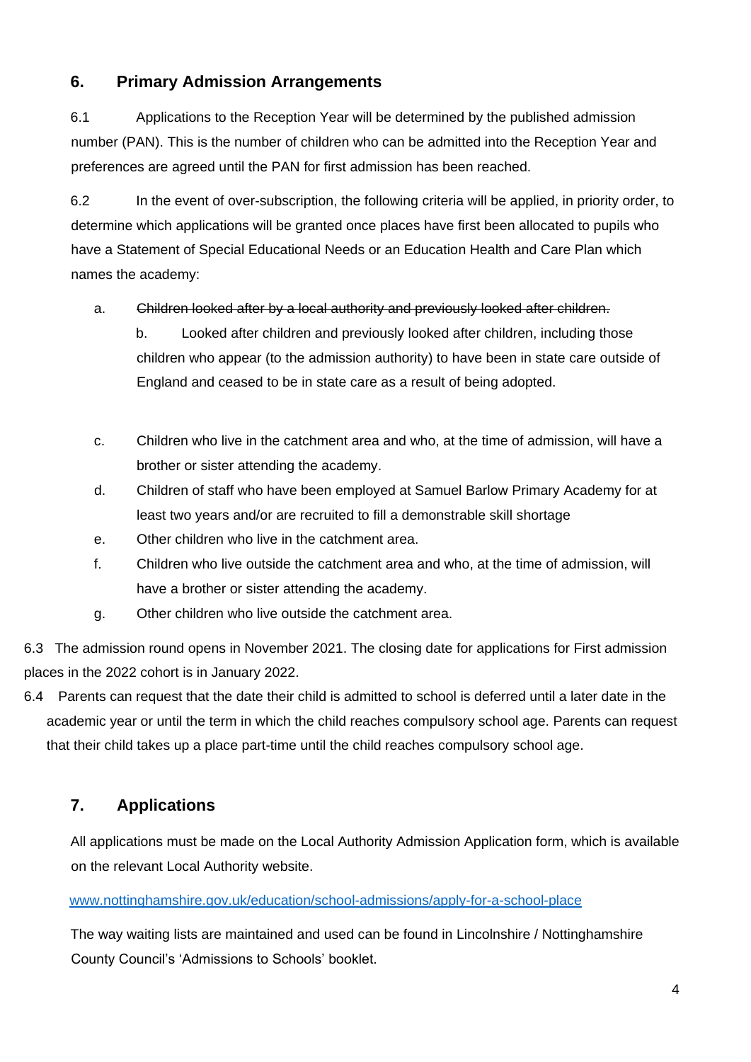## 6. Primary Admission Arrangements

6.1 Applications to the Reception Year will be determined by the published admission number (PAN). This is the number of children who can be admitted into the Reception Year and preferences are agreed until the PAN for first admission has been reached.

6.2 In the event of over-subscription, the following criteria will be applied, in priority order, to determine which applications will be granted once places have first been allocated to pupils who have a Statement of Special Educational Needs or an Education Health and Care Plan which names the academy:

a. ~~Children looked after by a local authority and previously looked after children.~~

   b. Looked after children and previously looked after children, including those children who appear (to the admission authority) to have been in state care outside of England and ceased to be in state care as a result of being adopted.

c. Children who live in the catchment area and who, at the time of admission, will have a brother or sister attending the academy.

d. Children of staff who have been employed at Samuel Barlow Primary Academy for at least two years and/or are recruited to fill a demonstrable skill shortage

e. Other children who live in the catchment area.

f. Children who live outside the catchment area and who, at the time of admission, will have a brother or sister attending the academy.

g. Other children who live outside the catchment area.

6.3 The admission round opens in November 2021. The closing date for applications for First admission places in the 2022 cohort is in January 2022.

6.4 Parents can request that the date their child is admitted to school is deferred until a later date in the academic year or until the term in which the child reaches compulsory school age. Parents can request that their child takes up a place part-time until the child reaches compulsory school age.

## 7. Applications

All applications must be made on the Local Authority Admission Application form, which is available on the relevant Local Authority website.

[www.nottinghamshire.gov.uk/education/school-admissions/apply-for-a-school-place](www.nottinghamshire.gov.uk/education/school-admissions/apply-for-a-school-place)

The way waiting lists are maintained and used can be found in Lincolnshire / Nottinghamshire County Council's 'Admissions to Schools' booklet.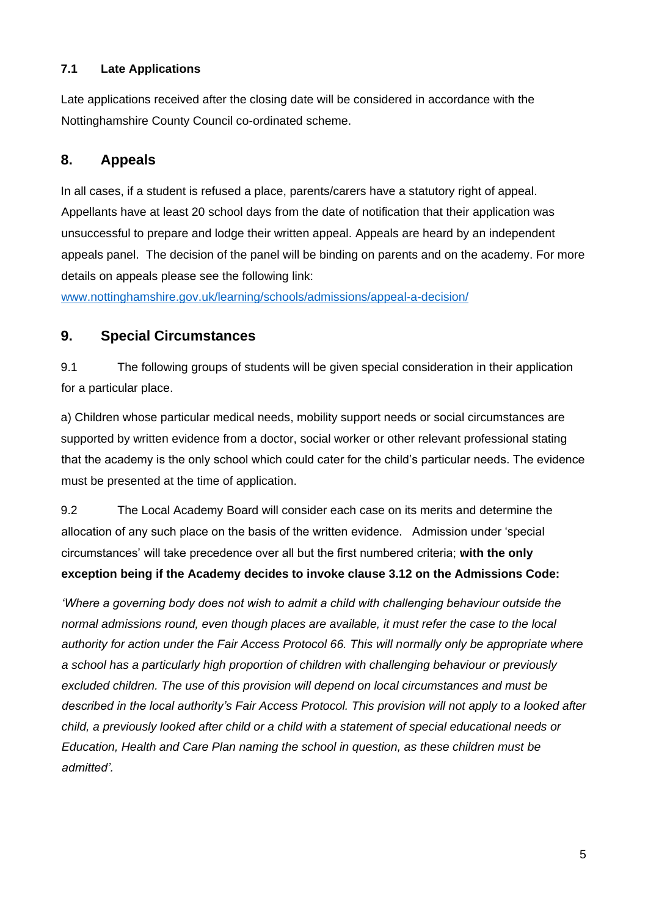### 7.1 Late Applications

Late applications received after the closing date will be considered in accordance with the Nottinghamshire County Council co-ordinated scheme.

## 8. Appeals

In all cases, if a student is refused a place, parents/carers have a statutory right of appeal. Appellants have at least 20 school days from the date of notification that their application was unsuccessful to prepare and lodge their written appeal. Appeals are heard by an independent appeals panel. The decision of the panel will be binding on parents and on the academy. For more details on appeals please see the following link:

[www.nottinghamshire.gov.uk/learning/schools/admissions/appeal-a-decision/](www.nottinghamshire.gov.uk/learning/schools/admissions/appeal-a-decision/)

## 9. Special Circumstances

9.1 The following groups of students will be given special consideration in their application for a particular place.

a) Children whose particular medical needs, mobility support needs or social circumstances are supported by written evidence from a doctor, social worker or other relevant professional stating that the academy is the only school which could cater for the child's particular needs. The evidence must be presented at the time of application.

9.2 The Local Academy Board will consider each case on its merits and determine the allocation of any such place on the basis of the written evidence. Admission under 'special circumstances' will take precedence over all but the first numbered criteria; **with the only exception being if the Academy decides to invoke clause 3.12 on the Admissions Code:**

*'Where a governing body does not wish to admit a child with challenging behaviour outside the normal admissions round, even though places are available, it must refer the case to the local authority for action under the Fair Access Protocol 66. This will normally only be appropriate where a school has a particularly high proportion of children with challenging behaviour or previously excluded children. The use of this provision will depend on local circumstances and must be described in the local authority's Fair Access Protocol. This provision will not apply to a looked after child, a previously looked after child or a child with a statement of special educational needs or Education, Health and Care Plan naming the school in question, as these children must be admitted'.*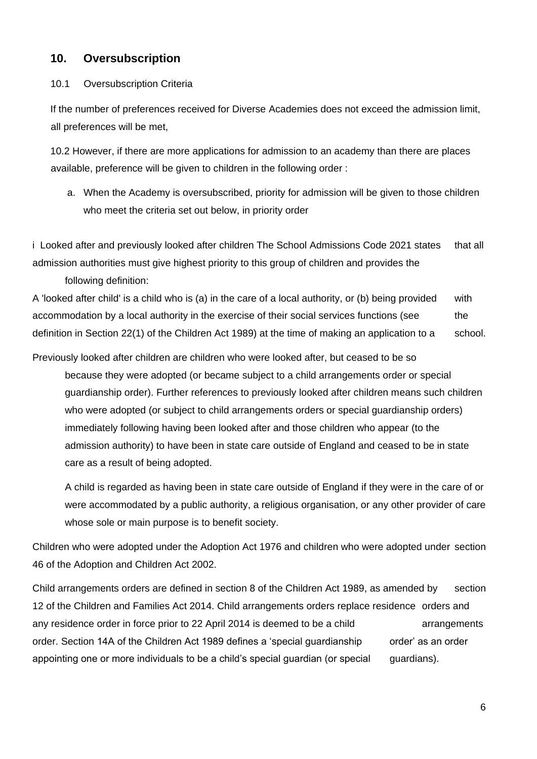## 10. Oversubscription

10.1 Oversubscription Criteria

If the number of preferences received for Diverse Academies does not exceed the admission limit, all preferences will be met,

10.2 However, if there are more applications for admission to an academy than there are places available, preference will be given to children in the following order :

a. When the Academy is oversubscribed, priority for admission will be given to those children who meet the criteria set out below, in priority order

i Looked after and previously looked after children The School Admissions Code 2021 states that all admission authorities must give highest priority to this group of children and provides the following definition:

A 'looked after child' is a child who is (a) in the care of a local authority, or (b) being provided with accommodation by a local authority in the exercise of their social services functions (see the definition in Section 22(1) of the Children Act 1989) at the time of making an application to a school.

Previously looked after children are children who were looked after, but ceased to be so because they were adopted (or became subject to a child arrangements order or special guardianship order). Further references to previously looked after children means such children who were adopted (or subject to child arrangements orders or special guardianship orders) immediately following having been looked after and those children who appear (to the admission authority) to have been in state care outside of England and ceased to be in state care as a result of being adopted.

A child is regarded as having been in state care outside of England if they were in the care of or were accommodated by a public authority, a religious organisation, or any other provider of care whose sole or main purpose is to benefit society.

Children who were adopted under the Adoption Act 1976 and children who were adopted under section 46 of the Adoption and Children Act 2002.

Child arrangements orders are defined in section 8 of the Children Act 1989, as amended by section 12 of the Children and Families Act 2014. Child arrangements orders replace residence orders and any residence order in force prior to 22 April 2014 is deemed to be a child arrangements order. Section 14A of the Children Act 1989 defines a 'special guardianship order' as an order appointing one or more individuals to be a child's special guardian (or special guardians).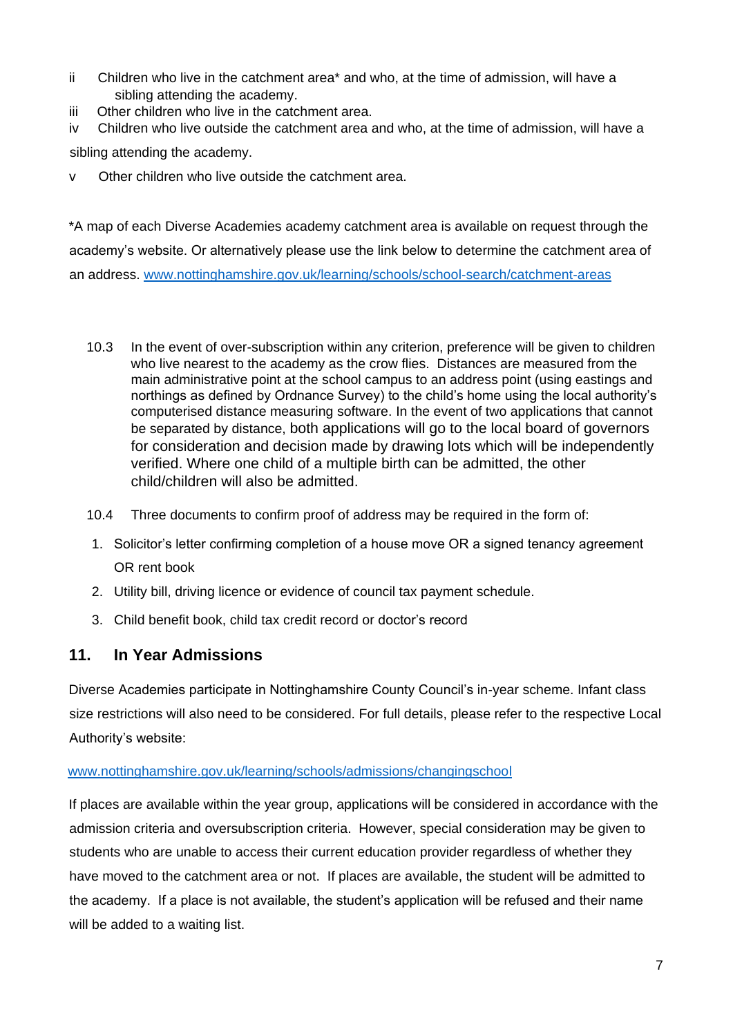ii Children who live in the catchment area* and who, at the time of admission, will have a sibling attending the academy.

iii Other children who live in the catchment area.

iv Children who live outside the catchment area and who, at the time of admission, will have a sibling attending the academy.

v Other children who live outside the catchment area.

*A map of each Diverse Academies academy catchment area is available on request through the academy's website. Or alternatively please use the link below to determine the catchment area of an address. www.nottinghamshire.gov.uk/learning/schools/school-search/catchment-areas

10.3 In the event of over-subscription within any criterion, preference will be given to children who live nearest to the academy as the crow flies. Distances are measured from the main administrative point at the school campus to an address point (using eastings and northings as defined by Ordnance Survey) to the child's home using the local authority's computerised distance measuring software. In the event of two applications that cannot be separated by distance, both applications will go to the local board of governors for consideration and decision made by drawing lots which will be independently verified. Where one child of a multiple birth can be admitted, the other child/children will also be admitted.

10.4 Three documents to confirm proof of address may be required in the form of:

1. Solicitor's letter confirming completion of a house move OR a signed tenancy agreement OR rent book
2. Utility bill, driving licence or evidence of council tax payment schedule.
3. Child benefit book, child tax credit record or doctor's record

## 11. In Year Admissions

Diverse Academies participate in Nottinghamshire County Council's in-year scheme. Infant class size restrictions will also need to be considered. For full details, please refer to the respective Local Authority's website:

www.nottinghamshire.gov.uk/learning/schools/admissions/changingschool

If places are available within the year group, applications will be considered in accordance with the admission criteria and oversubscription criteria. However, special consideration may be given to students who are unable to access their current education provider regardless of whether they have moved to the catchment area or not. If places are available, the student will be admitted to the academy. If a place is not available, the student's application will be refused and their name will be added to a waiting list.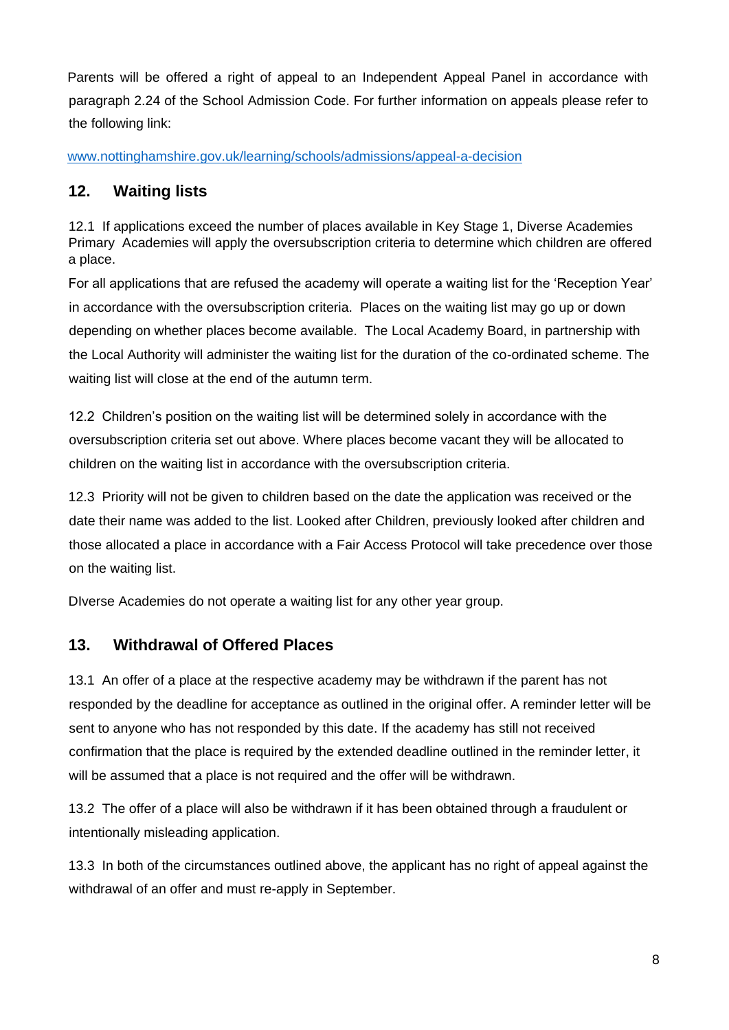Parents will be offered a right of appeal to an Independent Appeal Panel in accordance with paragraph 2.24 of the School Admission Code. For further information on appeals please refer to the following link:

www.nottinghamshire.gov.uk/learning/schools/admissions/appeal-a-decision

## 12. Waiting lists

12.1 If applications exceed the number of places available in Key Stage 1, Diverse Academies Primary Academies will apply the oversubscription criteria to determine which children are offered a place.

For all applications that are refused the academy will operate a waiting list for the 'Reception Year' in accordance with the oversubscription criteria. Places on the waiting list may go up or down depending on whether places become available. The Local Academy Board, in partnership with the Local Authority will administer the waiting list for the duration of the co-ordinated scheme. The waiting list will close at the end of the autumn term.

12.2 Children's position on the waiting list will be determined solely in accordance with the oversubscription criteria set out above. Where places become vacant they will be allocated to children on the waiting list in accordance with the oversubscription criteria.

12.3 Priority will not be given to children based on the date the application was received or the date their name was added to the list. Looked after Children, previously looked after children and those allocated a place in accordance with a Fair Access Protocol will take precedence over those on the waiting list.

DIverse Academies do not operate a waiting list for any other year group.

## 13. Withdrawal of Offered Places

13.1 An offer of a place at the respective academy may be withdrawn if the parent has not responded by the deadline for acceptance as outlined in the original offer. A reminder letter will be sent to anyone who has not responded by this date. If the academy has still not received confirmation that the place is required by the extended deadline outlined in the reminder letter, it will be assumed that a place is not required and the offer will be withdrawn.

13.2 The offer of a place will also be withdrawn if it has been obtained through a fraudulent or intentionally misleading application.

13.3 In both of the circumstances outlined above, the applicant has no right of appeal against the withdrawal of an offer and must re-apply in September.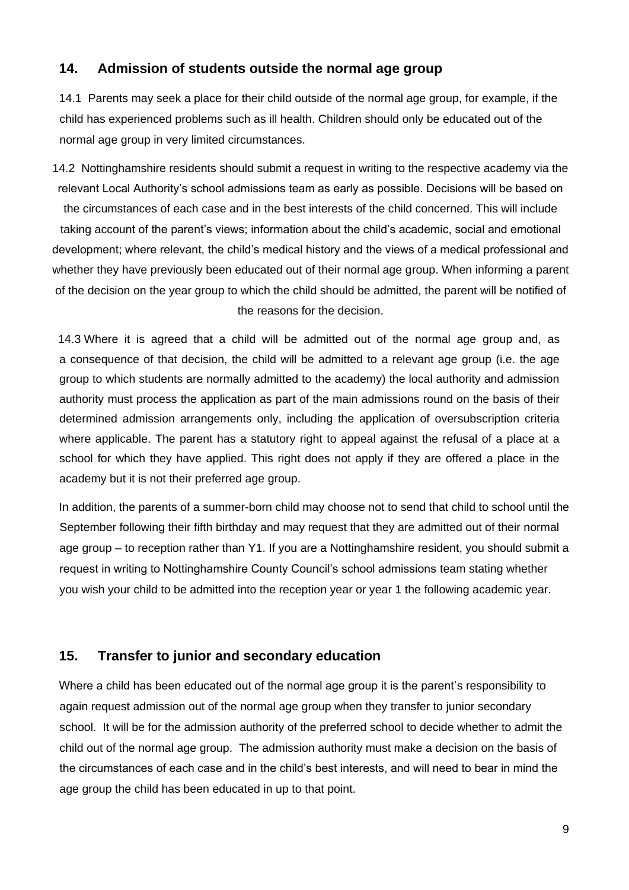## 14. Admission of students outside the normal age group

14.1 Parents may seek a place for their child outside of the normal age group, for example, if the child has experienced problems such as ill health. Children should only be educated out of the normal age group in very limited circumstances.

14.2 Nottinghamshire residents should submit a request in writing to the respective academy via the relevant Local Authority's school admissions team as early as possible. Decisions will be based on the circumstances of each case and in the best interests of the child concerned. This will include taking account of the parent's views; information about the child's academic, social and emotional development; where relevant, the child's medical history and the views of a medical professional and whether they have previously been educated out of their normal age group. When informing a parent of the decision on the year group to which the child should be admitted, the parent will be notified of the reasons for the decision.

14.3 Where it is agreed that a child will be admitted out of the normal age group and, as a consequence of that decision, the child will be admitted to a relevant age group (i.e. the age group to which students are normally admitted to the academy) the local authority and admission authority must process the application as part of the main admissions round on the basis of their determined admission arrangements only, including the application of oversubscription criteria where applicable. The parent has a statutory right to appeal against the refusal of a place at a school for which they have applied. This right does not apply if they are offered a place in the academy but it is not their preferred age group.

In addition, the parents of a summer-born child may choose not to send that child to school until the September following their fifth birthday and may request that they are admitted out of their normal age group – to reception rather than Y1. If you are a Nottinghamshire resident, you should submit a request in writing to Nottinghamshire County Council's school admissions team stating whether you wish your child to be admitted into the reception year or year 1 the following academic year.

## 15. Transfer to junior and secondary education

Where a child has been educated out of the normal age group it is the parent's responsibility to again request admission out of the normal age group when they transfer to junior secondary school. It will be for the admission authority of the preferred school to decide whether to admit the child out of the normal age group. The admission authority must make a decision on the basis of the circumstances of each case and in the child's best interests, and will need to bear in mind the age group the child has been educated in up to that point.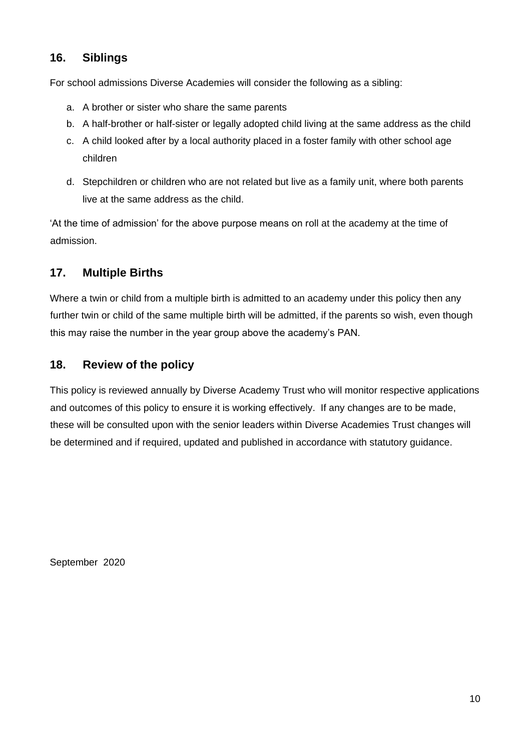## 16. Siblings

For school admissions Diverse Academies will consider the following as a sibling:

a. A brother or sister who share the same parents
b. A half-brother or half-sister or legally adopted child living at the same address as the child
c. A child looked after by a local authority placed in a foster family with other school age children
d. Stepchildren or children who are not related but live as a family unit, where both parents live at the same address as the child.

'At the time of admission' for the above purpose means on roll at the academy at the time of admission.

## 17. Multiple Births

Where a twin or child from a multiple birth is admitted to an academy under this policy then any further twin or child of the same multiple birth will be admitted, if the parents so wish, even though this may raise the number in the year group above the academy's PAN.

## 18. Review of the policy

This policy is reviewed annually by Diverse Academy Trust who will monitor respective applications and outcomes of this policy to ensure it is working effectively. If any changes are to be made, these will be consulted upon with the senior leaders within Diverse Academies Trust changes will be determined and if required, updated and published in accordance with statutory guidance.

September 2020